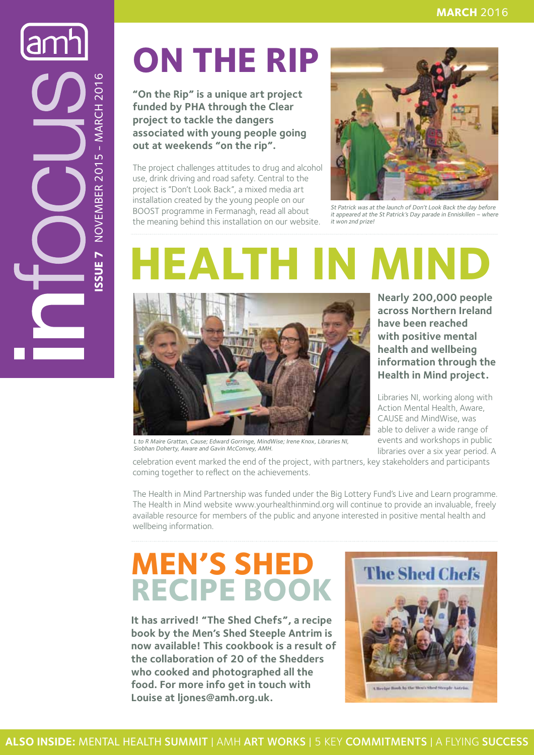# infocus

**ISSUE 7** NOVEMBER 2015 – MARCH 2016

**MARCH** 2016

# ON THE RIP

**"On the Rip" is a unique art project funded by PHA through the Clear project to tackle the dangers associated with young people going out at weekends "on the rip".**

The project challenges attitudes to drug and alcohol use, drink driving and road safety. Central to the project is "Don't Look Back", a mixed media art installation created by the young people on our BOOST programme in Fermanagh, read all about the meaning behind this installation on our website.

*St Patrick was at the launch of Don't Look Back the day before it appeared at the St Patrick's Day parade in Enniskillen – where it won 2nd prize!*

# HEALTH IN MIND

*L to R Maire Grattan, Cause; Edward Gorringe, MindWise; Irene Knox, Libraries NI, Siobhan Doherty, Aware and Gavin McConvey, AMH.*

**Nearly 200,000 people across Northern Ireland have been reached with positive mental health and wellbeing information through the Health in Mind project.**

Libraries NI, working along with Action Mental Health, Aware, CAUSE and MindWise, was able to deliver a wide range of events and workshops in public libraries over a six year period. A celebration event marked the end of the project, with partners, key stakeholders and participants coming together to reflect on the achievements.

The Health in Mind Partnership was funded under the Big Lottery Fund's Live and Learn programme. The Health in Mind website www.yourhealthinmind.org will continue to provide an invaluable, freely available resource for members of the public and anyone interested in positive mental health and wellbeing information.

# MEN'S SHED RECIPE BOOK

**It has arrived! "The Shed Chefs", a recipe book by the Men's Shed Steeple Antrim is now available! This cookbook is a result of the collaboration of 20 of the Shedders who cooked and photographed all the food. For more info get in touch with Louise at ljones@amh.org.uk.**

**ALSO INSIDE:** MENTAL HEALTH **SUMMIT** | AMH **ART WORKS** | 5 KEY **COMMITMENTS** | A FLYING **SUCCESS**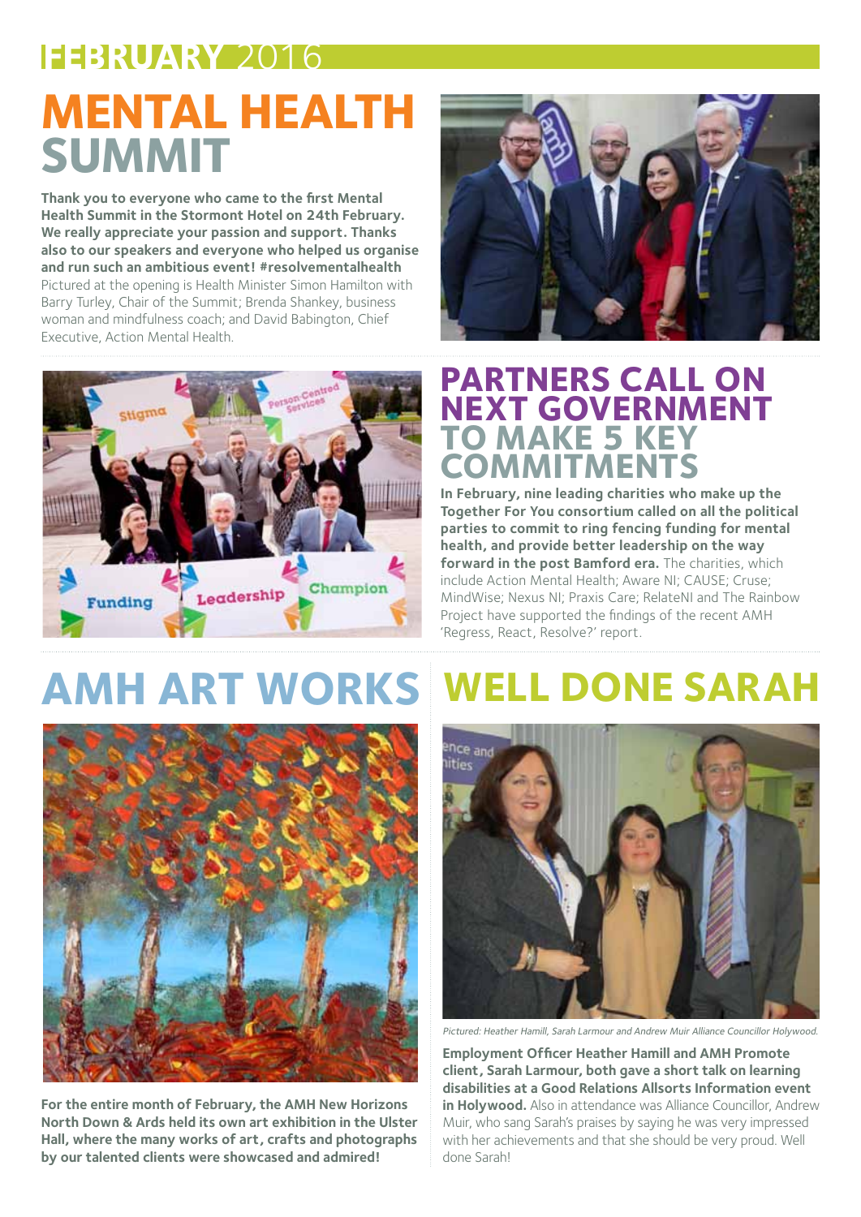# FEBRUARY 2016

## MENTAL HEALTH SUMMIT

**Thank you to everyone who came to the first Mental Health Summit in the Stormont Hotel on 24th February. We really appreciate your passion and support. Thanks also to our speakers and everyone who helped us organise and run such an ambitious event! #resolvementalhealth** Pictured at the opening is Health Minister Simon Hamilton with Barry Turley, Chair of the Summit; Brenda Shankey, business woman and mindfulness coach; and David Babington, Chief Executive, Action Mental Health.

## PARTNERS CALL ON NEXT GOVERNMENT TO MAKE 5 KEY COMMITMENTS

**In February, nine leading charities who make up the Together For You consortium called on all the political parties to commit to ring fencing funding for mental health, and provide better leadership on the way forward in the post Bamford era.** The charities, which include Action Mental Health; Aware NI; CAUSE; Cruse; MindWise; Nexus NI; Praxis Care; RelateNI and The Rainbow Project have supported the findings of the recent AMH 'Regress, React, Resolve?' report.

## AMH ART WORKS

**For the entire month of February, the AMH New Horizons North Down & Ards held its own art exhibition in the Ulster Hall, where the many works of art, crafts and photographs by our talented clients were showcased and admired!**

## WELL DONE SARAH

*Pictured: Heather Hamill, Sarah Larmour and Andrew Muir Alliance Councillor Holywood.*

**Employment Officer Heather Hamill and AMH Promote client, Sarah Larmour, both gave a short talk on learning disabilities at a Good Relations Allsorts Information event in Holywood.** Also in attendance was Alliance Councillor, Andrew Muir, who sang Sarah's praises by saying he was very impressed with her achievements and that she should be very proud. Well done Sarah!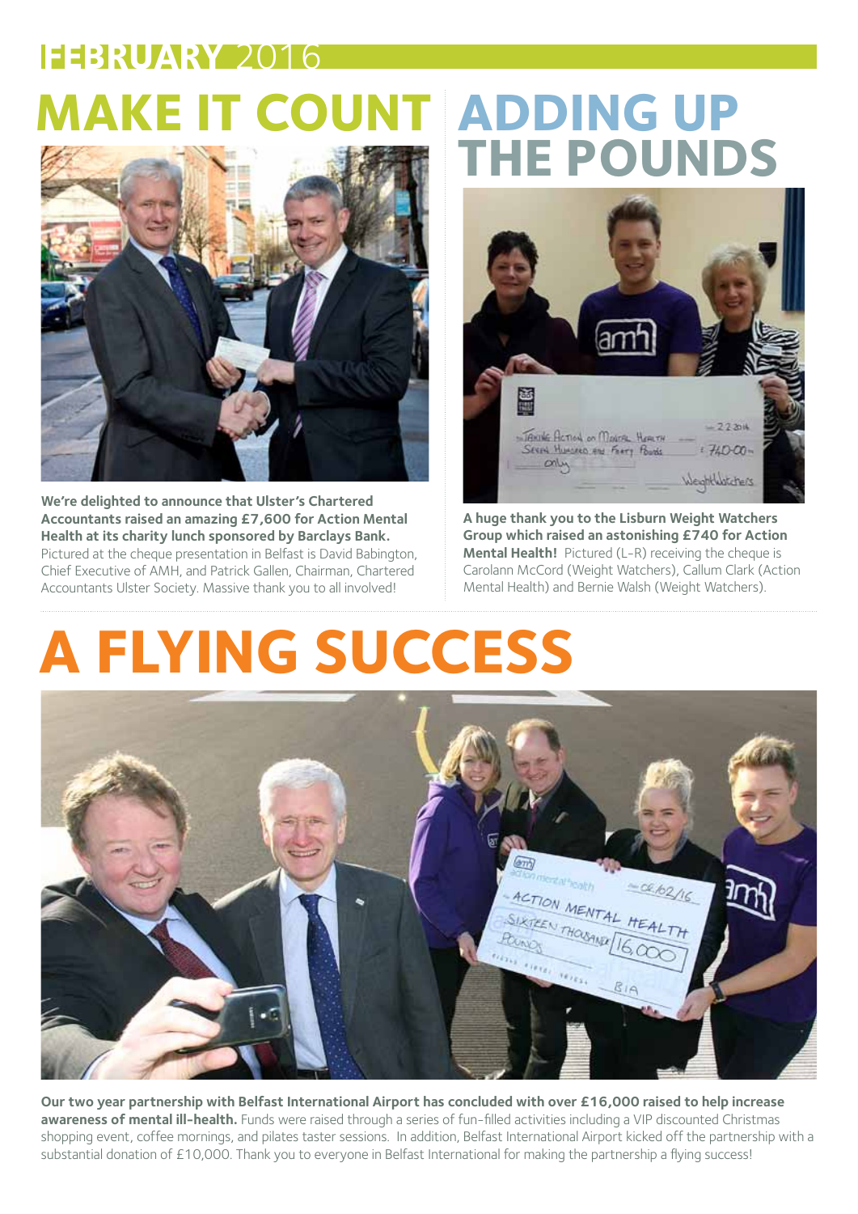**FEBRUARY 2016**

# MAKE IT COUNT

**We're delighted to announce that Ulster's Chartered Accountants raised an amazing £7,600 for Action Mental Health at its charity lunch sponsored by Barclays Bank.** Pictured at the cheque presentation in Belfast is David Babington, Chief Executive of AMH, and Patrick Gallen, Chairman, Chartered Accountants Ulster Society. Massive thank you to all involved!

# ADDING UP THE POUNDS

**A huge thank you to the Lisburn Weight Watchers Group which raised an astonishing £740 for Action Mental Health!** Pictured (L-R) receiving the cheque is Carolann McCord (Weight Watchers), Callum Clark (Action Mental Health) and Bernie Walsh (Weight Watchers).

# A FLYING SUCCESS

**Our two year partnership with Belfast International Airport has concluded with over £16,000 raised to help increase awareness of mental ill-health.** Funds were raised through a series of fun-filled activities including a VIP discounted Christmas shopping event, coffee mornings, and pilates taster sessions. In addition, Belfast International Airport kicked off the partnership with a substantial donation of £10,000. Thank you to everyone in Belfast International for making the partnership a flying success!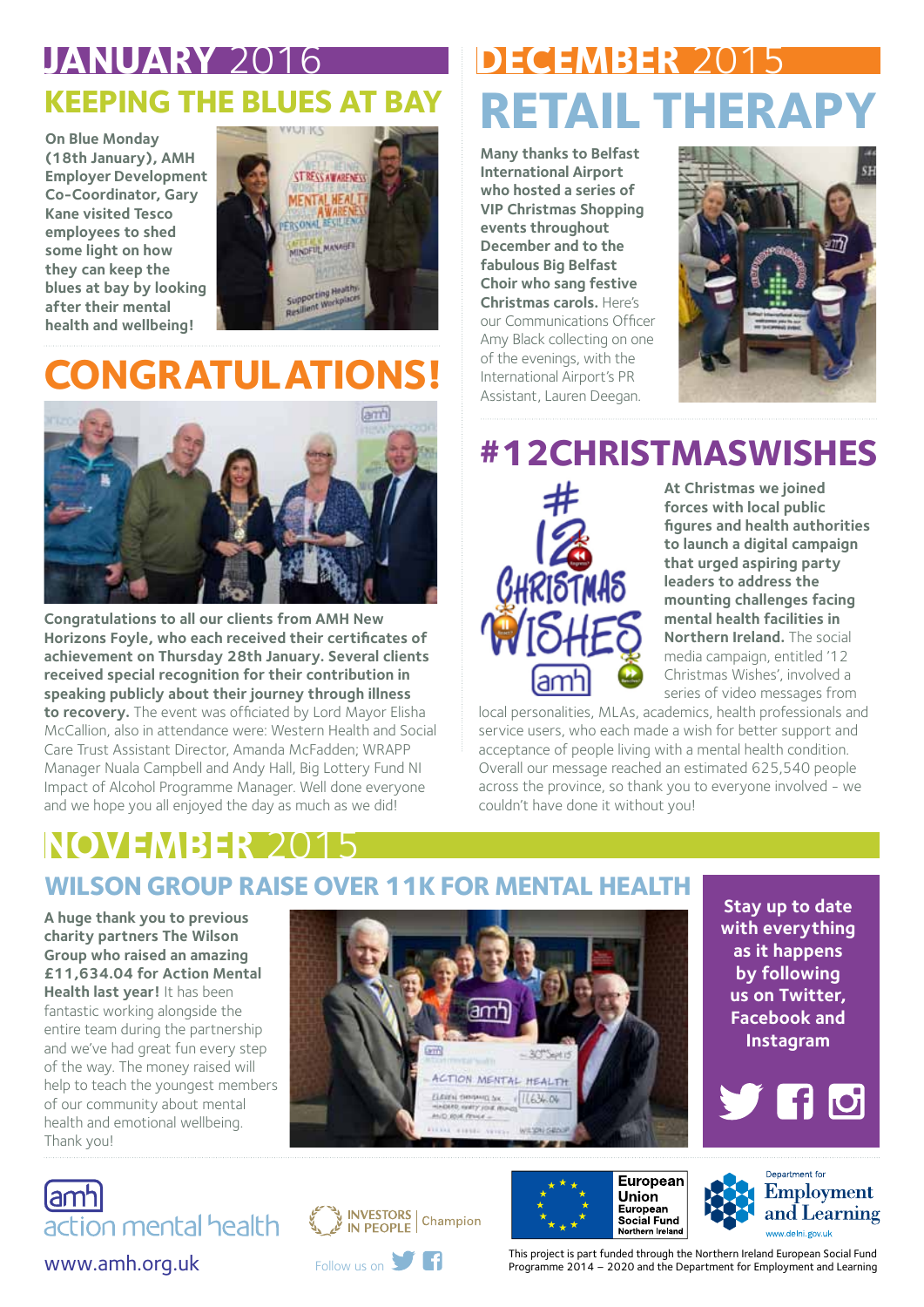## JANUARY 2016

### KEEPING THE BLUES AT BAY

**On Blue Monday (18th January), AMH Employer Development Co-Coordinator, Gary Kane visited Tesco employees to shed some light on how they can keep the blues at bay by looking after their mental health and wellbeing!**

## CONGRATULATIONS!

**Congratulations to all our clients from AMH New Horizons Foyle, who each received their certificates of achievement on Thursday 28th January. Several clients received special recognition for their contribution in speaking publicly about their journey through illness to recovery.** The event was officiated by Lord Mayor Elisha McCallion, also in attendance were: Western Health and Social Care Trust Assistant Director, Amanda McFadden; WRAPP Manager Nuala Campbell and Andy Hall, Big Lottery Fund NI Impact of Alcohol Programme Manager. Well done everyone and we hope you all enjoyed the day as much as we did!

## DECEMBER 2015

### RETAIL THERAPY

**Many thanks to Belfast International Airport who hosted a series of VIP Christmas Shopping events throughout December and to the fabulous Big Belfast Choir who sang festive Christmas carols.** Here's our Communications Officer Amy Black collecting on one of the evenings, with the International Airport's PR Assistant, Lauren Deegan.

## #12CHRISTMASWISHES

**At Christmas we joined forces with local public figures and health authorities to launch a digital campaign that urged aspiring party leaders to address the mounting challenges facing mental health facilities in Northern Ireland.** The social media campaign, entitled '12 Christmas Wishes', involved a series of video messages from local personalities, MLAs, academics, health professionals and service users, who each made a wish for better support and acceptance of people living with a mental health condition. Overall our message reached an estimated 625,540 people across the province, so thank you to everyone involved – we couldn't have done it without you!

## NOVEMBER 2015

### WILSON GROUP RAISE OVER 11K FOR MENTAL HEALTH

**A huge thank you to previous charity partners The Wilson Group who raised an amazing £11,634.04 for Action Mental Health last year!** It has been fantastic working alongside the entire team during the partnership and we've had great fun every step of the way. The money raised will help to teach the youngest members of our community about mental health and emotional wellbeing. Thank you!

**Stay up to date with everything as it happens by following us on Twitter, Facebook and Instagram**

amh action mental health

www.amh.org.uk

Investors in People Champion

Follow us on

European Union European Social Fund Northern Ireland

Department for Employment and Learning www.delni.gov.uk

This project is part funded through the Northern Ireland European Social Fund Programme 2014 – 2020 and the Department for Employment and Learning